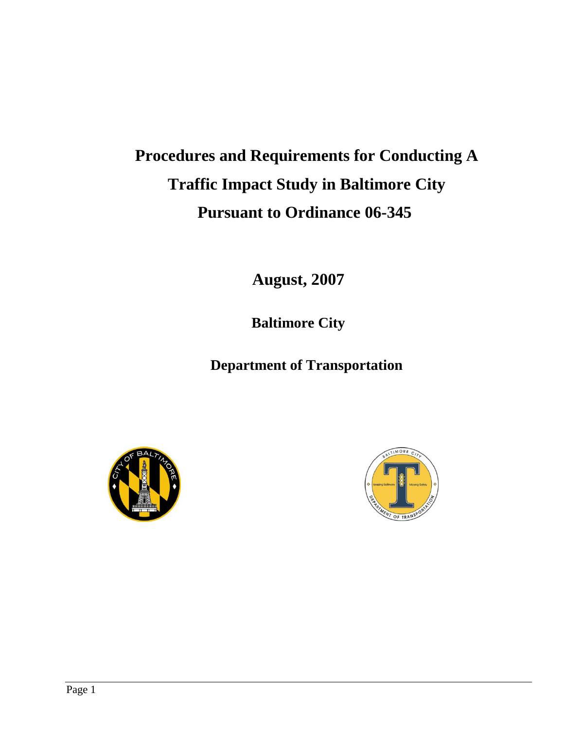# Procedures and Requirements for Conducting A Traffic Impact Study in Baltimore City Pursuant to Ordinance 06-345

**August, 2007**

**Baltimore City**

**Department of Transportation**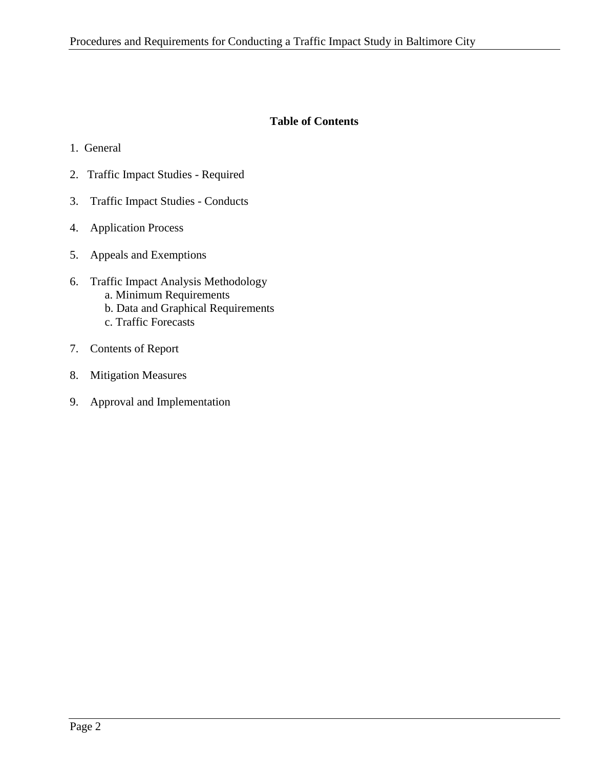**Table of Contents**

1. General
2. Traffic Impact Studies - Required
3. Traffic Impact Studies - Conducts
4. Application Process
5. Appeals and Exemptions
6. Traffic Impact Analysis Methodology
   a. Minimum Requirements
   b. Data and Graphical Requirements
   c. Traffic Forecasts
7. Contents of Report
8. Mitigation Measures
9. Approval and Implementation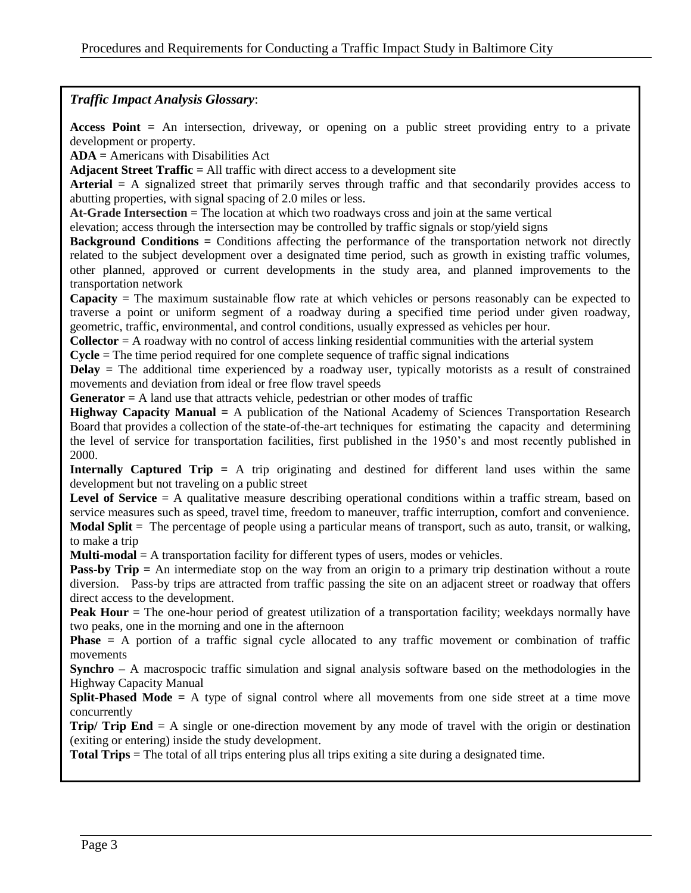***Traffic Impact Analysis Glossary***:

**Access Point =** An intersection, driveway, or opening on a public street providing entry to a private development or property.

**ADA =** Americans with Disabilities Act

**Adjacent Street Traffic =** All traffic with direct access to a development site

**Arterial** = A signalized street that primarily serves through traffic and that secondarily provides access to abutting properties, with signal spacing of 2.0 miles or less.

**At-Grade Intersection =** The location at which two roadways cross and join at the same vertical elevation; access through the intersection may be controlled by traffic signals or stop/yield signs

**Background Conditions =** Conditions affecting the performance of the transportation network not directly related to the subject development over a designated time period, such as growth in existing traffic volumes, other planned, approved or current developments in the study area, and planned improvements to the transportation network

**Capacity** = The maximum sustainable flow rate at which vehicles or persons reasonably can be expected to traverse a point or uniform segment of a roadway during a specified time period under given roadway, geometric, traffic, environmental, and control conditions, usually expressed as vehicles per hour.

**Collector** = A roadway with no control of access linking residential communities with the arterial system

**Cycle** = The time period required for one complete sequence of traffic signal indications

**Delay** = The additional time experienced by a roadway user, typically motorists as a result of constrained movements and deviation from ideal or free flow travel speeds

**Generator =** A land use that attracts vehicle, pedestrian or other modes of traffic

**Highway Capacity Manual =** A publication of the National Academy of Sciences Transportation Research Board that provides a collection of the state-of-the-art techniques for estimating the capacity and determining the level of service for transportation facilities, first published in the 1950's and most recently published in 2000.

**Internally Captured Trip =** A trip originating and destined for different land uses within the same development but not traveling on a public street

**Level of Service** = A qualitative measure describing operational conditions within a traffic stream, based on service measures such as speed, travel time, freedom to maneuver, traffic interruption, comfort and convenience.

**Modal Split** = The percentage of people using a particular means of transport, such as auto, transit, or walking, to make a trip

**Multi-modal** = A transportation facility for different types of users, modes or vehicles.

**Pass-by Trip =** An intermediate stop on the way from an origin to a primary trip destination without a route diversion. Pass-by trips are attracted from traffic passing the site on an adjacent street or roadway that offers direct access to the development.

**Peak Hour** = The one-hour period of greatest utilization of a transportation facility; weekdays normally have two peaks, one in the morning and one in the afternoon

**Phase** = A portion of a traffic signal cycle allocated to any traffic movement or combination of traffic movements

**Synchro –** A macrospocic traffic simulation and signal analysis software based on the methodologies in the Highway Capacity Manual

**Split-Phased Mode =** A type of signal control where all movements from one side street at a time move concurrently

**Trip/ Trip End** = A single or one-direction movement by any mode of travel with the origin or destination (exiting or entering) inside the study development.

**Total Trips** = The total of all trips entering plus all trips exiting a site during a designated time.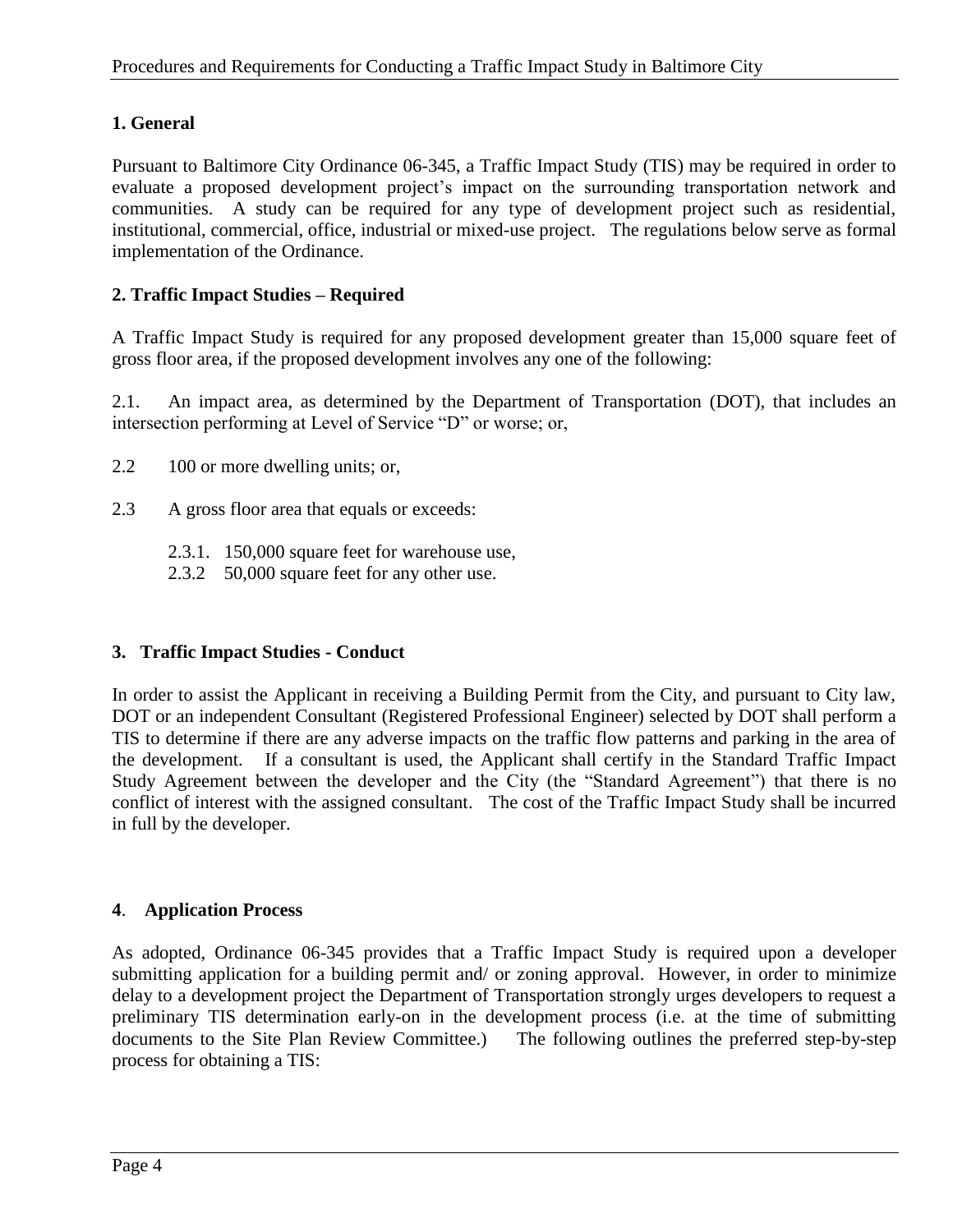**1. General**

Pursuant to Baltimore City Ordinance 06-345, a Traffic Impact Study (TIS) may be required in order to evaluate a proposed development project's impact on the surrounding transportation network and communities. A study can be required for any type of development project such as residential, institutional, commercial, office, industrial or mixed-use project. The regulations below serve as formal implementation of the Ordinance.

**2. Traffic Impact Studies – Required**

A Traffic Impact Study is required for any proposed development greater than 15,000 square feet of gross floor area, if the proposed development involves any one of the following:

2.1. An impact area, as determined by the Department of Transportation (DOT), that includes an intersection performing at Level of Service "D" or worse; or,

2.2 100 or more dwelling units; or,

2.3 A gross floor area that equals or exceeds:

- 2.3.1. 150,000 square feet for warehouse use,
- 2.3.2 50,000 square feet for any other use.

**3. Traffic Impact Studies - Conduct**

In order to assist the Applicant in receiving a Building Permit from the City, and pursuant to City law, DOT or an independent Consultant (Registered Professional Engineer) selected by DOT shall perform a TIS to determine if there are any adverse impacts on the traffic flow patterns and parking in the area of the development. If a consultant is used, the Applicant shall certify in the Standard Traffic Impact Study Agreement between the developer and the City (the "Standard Agreement") that there is no conflict of interest with the assigned consultant. The cost of the Traffic Impact Study shall be incurred in full by the developer.

**4. Application Process**

As adopted, Ordinance 06-345 provides that a Traffic Impact Study is required upon a developer submitting application for a building permit and/ or zoning approval. However, in order to minimize delay to a development project the Department of Transportation strongly urges developers to request a preliminary TIS determination early-on in the development process (i.e. at the time of submitting documents to the Site Plan Review Committee.) The following outlines the preferred step-by-step process for obtaining a TIS: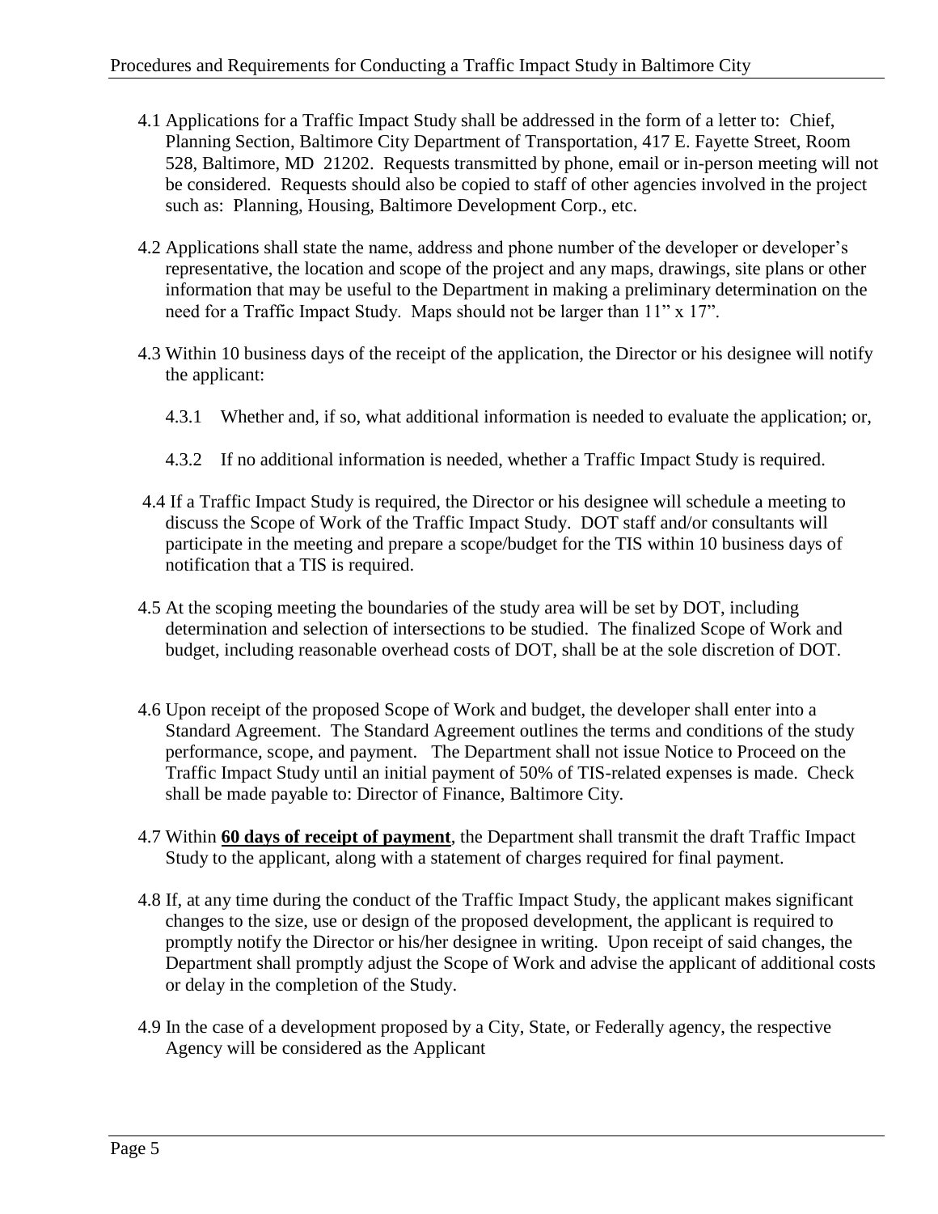4.1 Applications for a Traffic Impact Study shall be addressed in the form of a letter to: Chief, Planning Section, Baltimore City Department of Transportation, 417 E. Fayette Street, Room 528, Baltimore, MD 21202. Requests transmitted by phone, email or in-person meeting will not be considered. Requests should also be copied to staff of other agencies involved in the project such as: Planning, Housing, Baltimore Development Corp., etc.

4.2 Applications shall state the name, address and phone number of the developer or developer's representative, the location and scope of the project and any maps, drawings, site plans or other information that may be useful to the Department in making a preliminary determination on the need for a Traffic Impact Study. Maps should not be larger than 11" x 17".

4.3 Within 10 business days of the receipt of the application, the Director or his designee will notify the applicant:

4.3.1 Whether and, if so, what additional information is needed to evaluate the application; or,

4.3.2 If no additional information is needed, whether a Traffic Impact Study is required.

4.4 If a Traffic Impact Study is required, the Director or his designee will schedule a meeting to discuss the Scope of Work of the Traffic Impact Study. DOT staff and/or consultants will participate in the meeting and prepare a scope/budget for the TIS within 10 business days of notification that a TIS is required.

4.5 At the scoping meeting the boundaries of the study area will be set by DOT, including determination and selection of intersections to be studied. The finalized Scope of Work and budget, including reasonable overhead costs of DOT, shall be at the sole discretion of DOT.

4.6 Upon receipt of the proposed Scope of Work and budget, the developer shall enter into a Standard Agreement. The Standard Agreement outlines the terms and conditions of the study performance, scope, and payment. The Department shall not issue Notice to Proceed on the Traffic Impact Study until an initial payment of 50% of TIS-related expenses is made. Check shall be made payable to: Director of Finance, Baltimore City.

4.7 Within **<u>60 days of receipt of payment</u>**, the Department shall transmit the draft Traffic Impact Study to the applicant, along with a statement of charges required for final payment.

4.8 If, at any time during the conduct of the Traffic Impact Study, the applicant makes significant changes to the size, use or design of the proposed development, the applicant is required to promptly notify the Director or his/her designee in writing. Upon receipt of said changes, the Department shall promptly adjust the Scope of Work and advise the applicant of additional costs or delay in the completion of the Study.

4.9 In the case of a development proposed by a City, State, or Federally agency, the respective Agency will be considered as the Applicant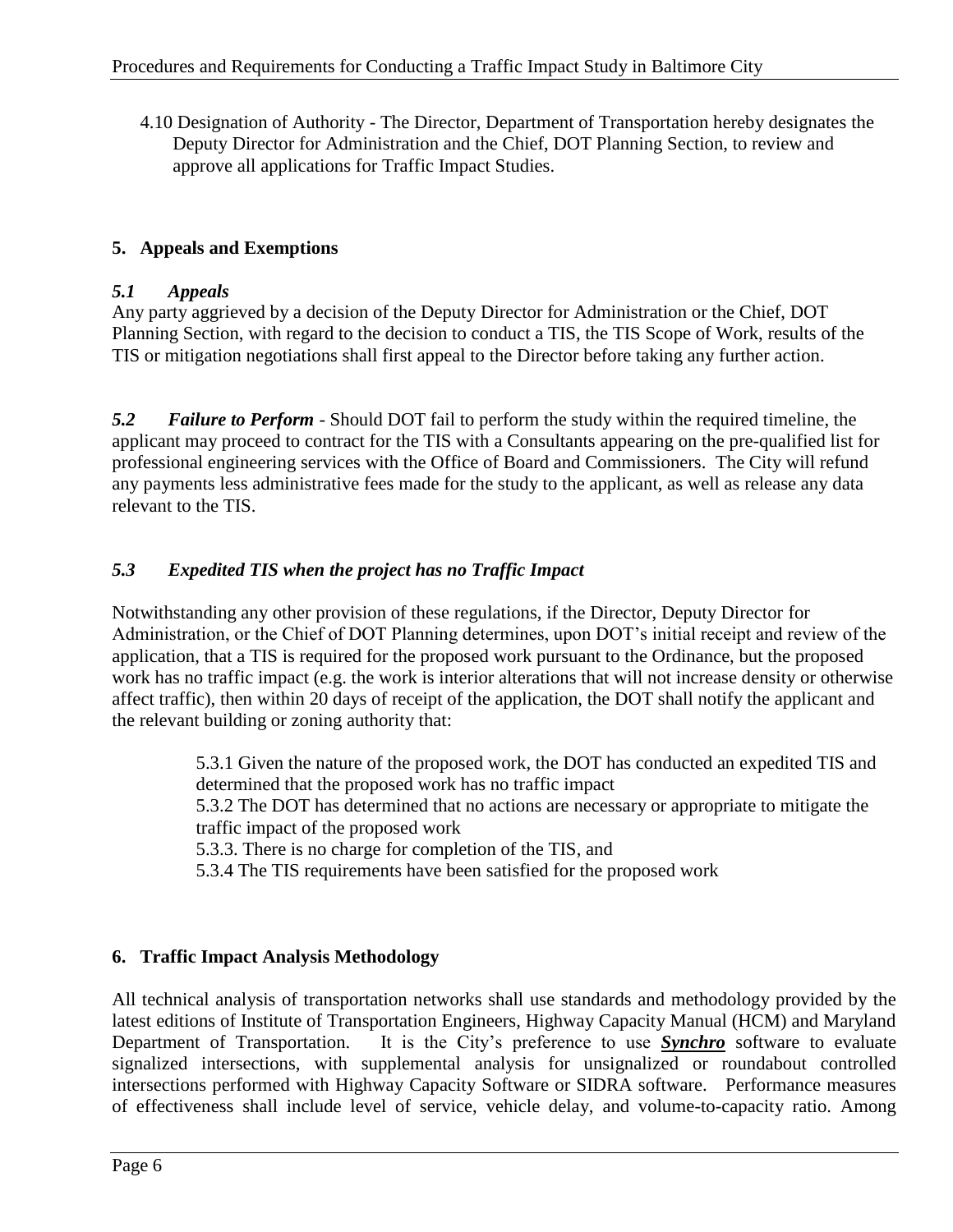4.10 Designation of Authority - The Director, Department of Transportation hereby designates the Deputy Director for Administration and the Chief, DOT Planning Section, to review and approve all applications for Traffic Impact Studies.

## 5. Appeals and Exemptions

### *5.1 Appeals*

Any party aggrieved by a decision of the Deputy Director for Administration or the Chief, DOT Planning Section, with regard to the decision to conduct a TIS, the TIS Scope of Work, results of the TIS or mitigation negotiations shall first appeal to the Director before taking any further action.

***5.2 Failure to Perform*** - Should DOT fail to perform the study within the required timeline, the applicant may proceed to contract for the TIS with a Consultants appearing on the pre-qualified list for professional engineering services with the Office of Board and Commissioners. The City will refund any payments less administrative fees made for the study to the applicant, as well as release any data relevant to the TIS.

### *5.3 Expedited TIS when the project has no Traffic Impact*

Notwithstanding any other provision of these regulations, if the Director, Deputy Director for Administration, or the Chief of DOT Planning determines, upon DOT's initial receipt and review of the application, that a TIS is required for the proposed work pursuant to the Ordinance, but the proposed work has no traffic impact (e.g. the work is interior alterations that will not increase density or otherwise affect traffic), then within 20 days of receipt of the application, the DOT shall notify the applicant and the relevant building or zoning authority that:

> 5.3.1 Given the nature of the proposed work, the DOT has conducted an expedited TIS and determined that the proposed work has no traffic impact
> 5.3.2 The DOT has determined that no actions are necessary or appropriate to mitigate the traffic impact of the proposed work
> 5.3.3. There is no charge for completion of the TIS, and
> 5.3.4 The TIS requirements have been satisfied for the proposed work

## 6. Traffic Impact Analysis Methodology

All technical analysis of transportation networks shall use standards and methodology provided by the latest editions of Institute of Transportation Engineers, Highway Capacity Manual (HCM) and Maryland Department of Transportation. It is the City's preference to use ***Synchro*** software to evaluate signalized intersections, with supplemental analysis for unsignalized or roundabout controlled intersections performed with Highway Capacity Software or SIDRA software. Performance measures of effectiveness shall include level of service, vehicle delay, and volume-to-capacity ratio. Among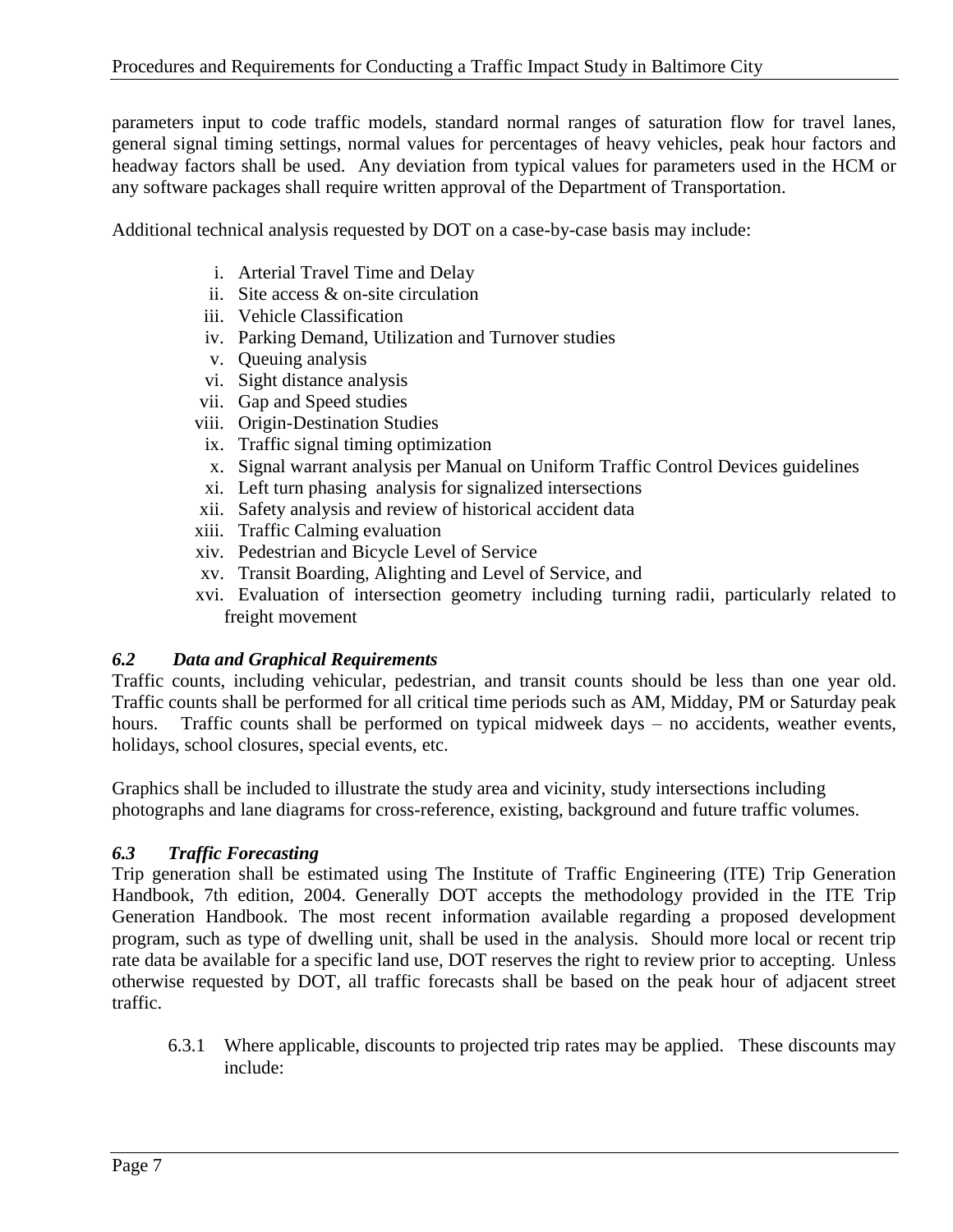parameters input to code traffic models, standard normal ranges of saturation flow for travel lanes, general signal timing settings, normal values for percentages of heavy vehicles, peak hour factors and headway factors shall be used. Any deviation from typical values for parameters used in the HCM or any software packages shall require written approval of the Department of Transportation.

Additional technical analysis requested by DOT on a case-by-case basis may include:

i. Arterial Travel Time and Delay
ii. Site access & on-site circulation
iii. Vehicle Classification
iv. Parking Demand, Utilization and Turnover studies
v. Queuing analysis
vi. Sight distance analysis
vii. Gap and Speed studies
viii. Origin-Destination Studies
ix. Traffic signal timing optimization
x. Signal warrant analysis per Manual on Uniform Traffic Control Devices guidelines
xi. Left turn phasing analysis for signalized intersections
xii. Safety analysis and review of historical accident data
xiii. Traffic Calming evaluation
xiv. Pedestrian and Bicycle Level of Service
xv. Transit Boarding, Alighting and Level of Service, and
xvi. Evaluation of intersection geometry including turning radii, particularly related to freight movement

### *6.2 Data and Graphical Requirements*

Traffic counts, including vehicular, pedestrian, and transit counts should be less than one year old. Traffic counts shall be performed for all critical time periods such as AM, Midday, PM or Saturday peak hours. Traffic counts shall be performed on typical midweek days – no accidents, weather events, holidays, school closures, special events, etc.

Graphics shall be included to illustrate the study area and vicinity, study intersections including photographs and lane diagrams for cross-reference, existing, background and future traffic volumes.

### *6.3 Traffic Forecasting*

Trip generation shall be estimated using The Institute of Traffic Engineering (ITE) Trip Generation Handbook, 7th edition, 2004. Generally DOT accepts the methodology provided in the ITE Trip Generation Handbook. The most recent information available regarding a proposed development program, such as type of dwelling unit, shall be used in the analysis. Should more local or recent trip rate data be available for a specific land use, DOT reserves the right to review prior to accepting. Unless otherwise requested by DOT, all traffic forecasts shall be based on the peak hour of adjacent street traffic.

6.3.1 Where applicable, discounts to projected trip rates may be applied. These discounts may include: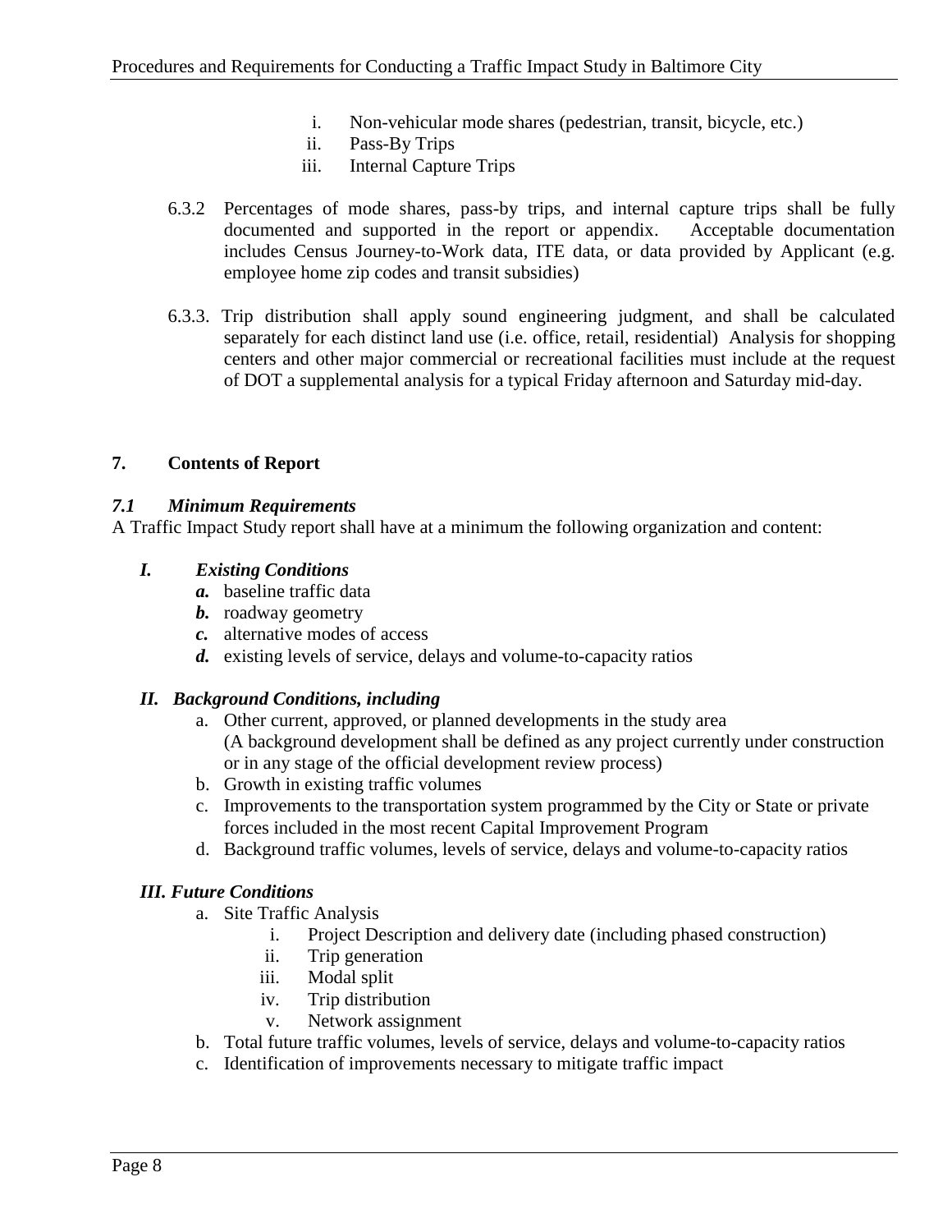i. Non-vehicular mode shares (pedestrian, transit, bicycle, etc.)
ii. Pass-By Trips
iii. Internal Capture Trips

6.3.2 Percentages of mode shares, pass-by trips, and internal capture trips shall be fully documented and supported in the report or appendix. Acceptable documentation includes Census Journey-to-Work data, ITE data, or data provided by Applicant (e.g. employee home zip codes and transit subsidies)

6.3.3. Trip distribution shall apply sound engineering judgment, and shall be calculated separately for each distinct land use (i.e. office, retail, residential) Analysis for shopping centers and other major commercial or recreational facilities must include at the request of DOT a supplemental analysis for a typical Friday afternoon and Saturday mid-day.

## 7. Contents of Report

### *7.1 Minimum Requirements*

A Traffic Impact Study report shall have at a minimum the following organization and content:

***I. Existing Conditions***

- ***a.*** baseline traffic data
- ***b.*** roadway geometry
- ***c.*** alternative modes of access
- ***d.*** existing levels of service, delays and volume-to-capacity ratios

***II. Background Conditions, including***

- a. Other current, approved, or planned developments in the study area (A background development shall be defined as any project currently under construction or in any stage of the official development review process)
- b. Growth in existing traffic volumes
- c. Improvements to the transportation system programmed by the City or State or private forces included in the most recent Capital Improvement Program
- d. Background traffic volumes, levels of service, delays and volume-to-capacity ratios

***III. Future Conditions***

- a. Site Traffic Analysis
  - i. Project Description and delivery date (including phased construction)
  - ii. Trip generation
  - iii. Modal split
  - iv. Trip distribution
  - v. Network assignment
- b. Total future traffic volumes, levels of service, delays and volume-to-capacity ratios
- c. Identification of improvements necessary to mitigate traffic impact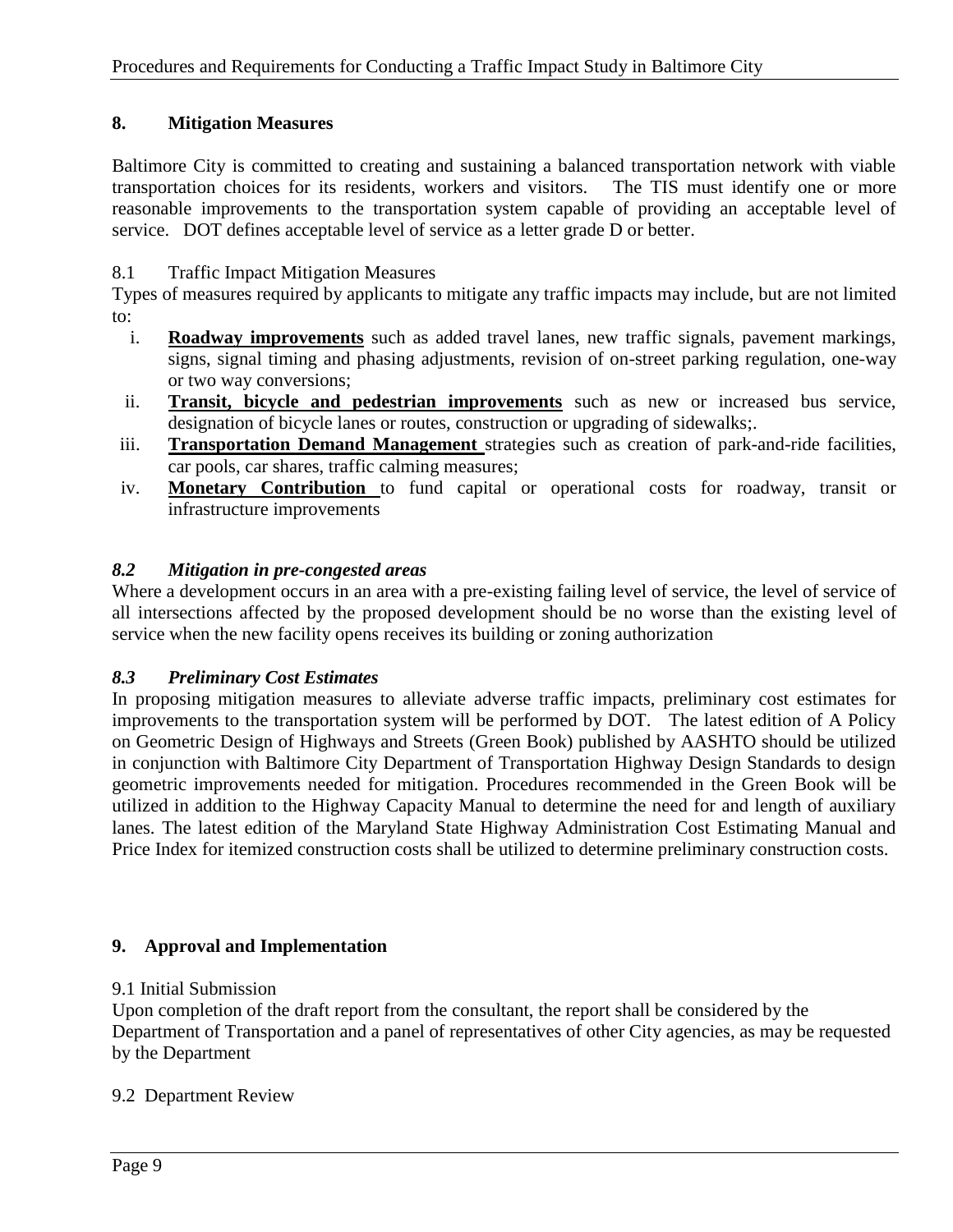## 8. Mitigation Measures

Baltimore City is committed to creating and sustaining a balanced transportation network with viable transportation choices for its residents, workers and visitors. The TIS must identify one or more reasonable improvements to the transportation system capable of providing an acceptable level of service. DOT defines acceptable level of service as a letter grade D or better.

### 8.1 Traffic Impact Mitigation Measures

Types of measures required by applicants to mitigate any traffic impacts may include, but are not limited to:

i. **Roadway improvements** such as added travel lanes, new traffic signals, pavement markings, signs, signal timing and phasing adjustments, revision of on-street parking regulation, one-way or two way conversions;
ii. **Transit, bicycle and pedestrian improvements** such as new or increased bus service, designation of bicycle lanes or routes, construction or upgrading of sidewalks;.
iii. **Transportation Demand Management** strategies such as creation of park-and-ride facilities, car pools, car shares, traffic calming measures;
iv. **Monetary Contribution** to fund capital or operational costs for roadway, transit or infrastructure improvements

### *8.2 Mitigation in pre-congested areas*

Where a development occurs in an area with a pre-existing failing level of service, the level of service of all intersections affected by the proposed development should be no worse than the existing level of service when the new facility opens receives its building or zoning authorization

### *8.3 Preliminary Cost Estimates*

In proposing mitigation measures to alleviate adverse traffic impacts, preliminary cost estimates for improvements to the transportation system will be performed by DOT. The latest edition of A Policy on Geometric Design of Highways and Streets (Green Book) published by AASHTO should be utilized in conjunction with Baltimore City Department of Transportation Highway Design Standards to design geometric improvements needed for mitigation. Procedures recommended in the Green Book will be utilized in addition to the Highway Capacity Manual to determine the need for and length of auxiliary lanes. The latest edition of the Maryland State Highway Administration Cost Estimating Manual and Price Index for itemized construction costs shall be utilized to determine preliminary construction costs.

## 9. Approval and Implementation

### 9.1 Initial Submission

Upon completion of the draft report from the consultant, the report shall be considered by the Department of Transportation and a panel of representatives of other City agencies, as may be requested by the Department

### 9.2 Department Review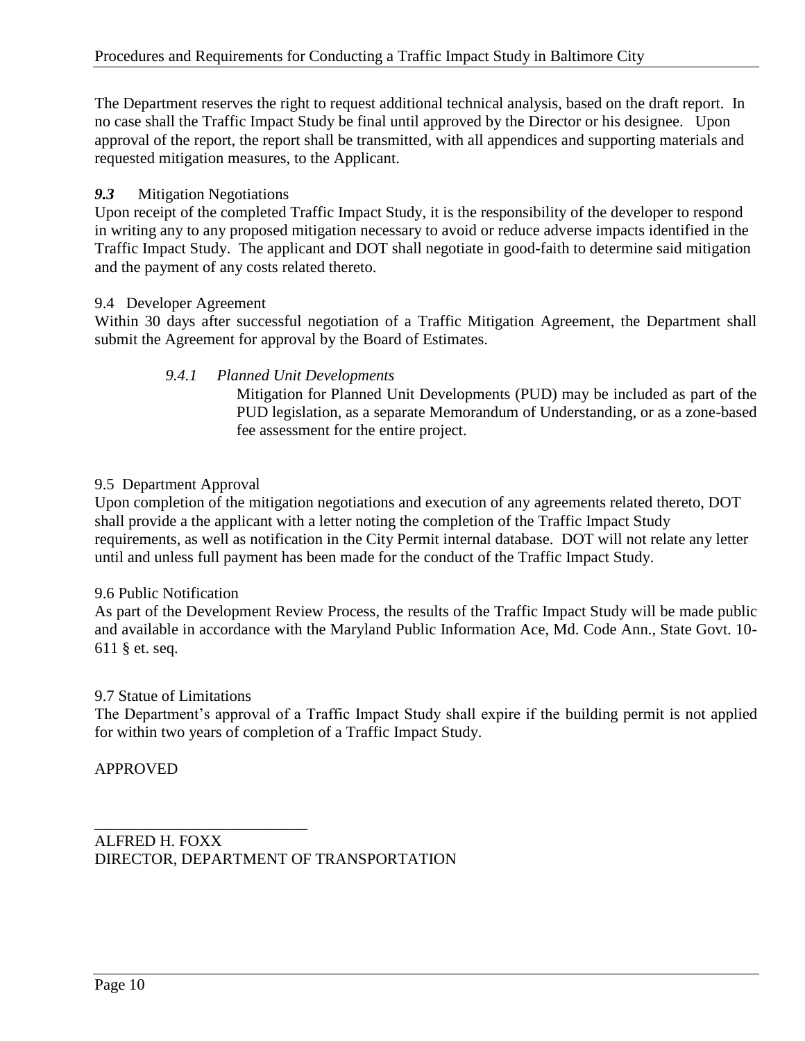The Department reserves the right to request additional technical analysis, based on the draft report. In no case shall the Traffic Impact Study be final until approved by the Director or his designee. Upon approval of the report, the report shall be transmitted, with all appendices and supporting materials and requested mitigation measures, to the Applicant.

### ***9.3*** Mitigation Negotiations

Upon receipt of the completed Traffic Impact Study, it is the responsibility of the developer to respond in writing any to any proposed mitigation necessary to avoid or reduce adverse impacts identified in the Traffic Impact Study. The applicant and DOT shall negotiate in good-faith to determine said mitigation and the payment of any costs related thereto.

### 9.4 Developer Agreement

Within 30 days after successful negotiation of a Traffic Mitigation Agreement, the Department shall submit the Agreement for approval by the Board of Estimates.

#### *9.4.1 Planned Unit Developments*

Mitigation for Planned Unit Developments (PUD) may be included as part of the PUD legislation, as a separate Memorandum of Understanding, or as a zone-based fee assessment for the entire project.

### 9.5 Department Approval

Upon completion of the mitigation negotiations and execution of any agreements related thereto, DOT shall provide a the applicant with a letter noting the completion of the Traffic Impact Study requirements, as well as notification in the City Permit internal database. DOT will not relate any letter until and unless full payment has been made for the conduct of the Traffic Impact Study.

### 9.6 Public Notification

As part of the Development Review Process, the results of the Traffic Impact Study will be made public and available in accordance with the Maryland Public Information Ace, Md. Code Ann., State Govt. 10-611 § et. seq.

### 9.7 Statue of Limitations

The Department's approval of a Traffic Impact Study shall expire if the building permit is not applied for within two years of completion of a Traffic Impact Study.

APPROVED

\_\_\_\_\_\_\_\_\_\_\_\_\_\_\_\_\_\_\_\_\_\_\_\_\_\_\_\_

ALFRED H. FOXX
DIRECTOR, DEPARTMENT OF TRANSPORTATION